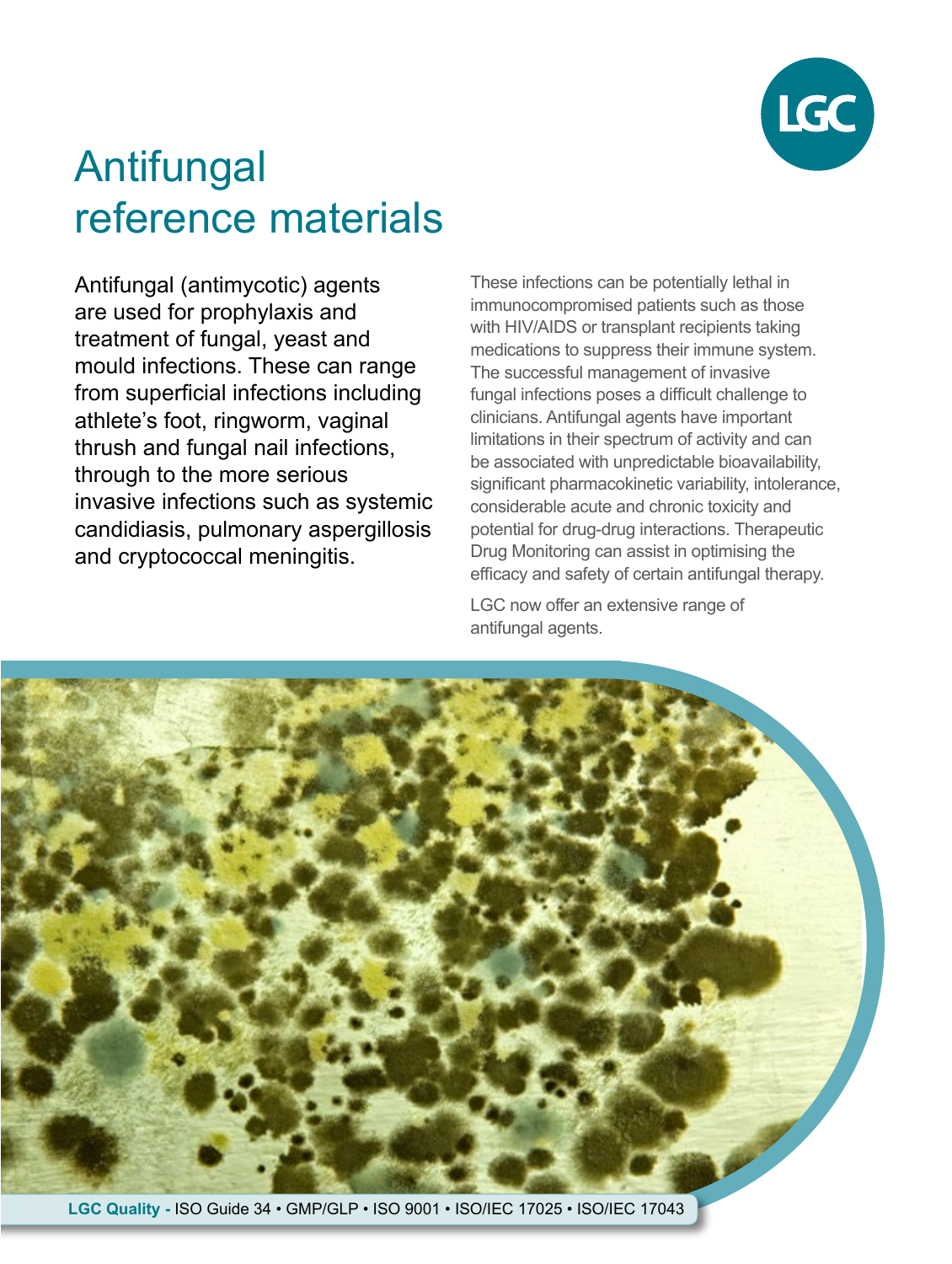# Antifungal reference materials

Antifungal (antimycotic) agents are used for prophylaxis and treatment of fungal, yeast and mould infections. These can range from superficial infections including athlete's foot, ringworm, vaginal thrush and fungal nail infections, through to the more serious invasive infections such as systemic candidiasis, pulmonary aspergillosis and cryptococcal meningitis.

These infections can be potentially lethal in immunocompromised patients such as those with HIV/AIDS or transplant recipients taking medications to suppress their immune system. The successful management of invasive fungal infections poses a difficult challenge to clinicians. Antifungal agents have important limitations in their spectrum of activity and can be associated with unpredictable bioavailability, significant pharmacokinetic variability, intolerance, considerable acute and chronic toxicity and potential for drug-drug interactions. Therapeutic Drug Monitoring can assist in optimising the efficacy and safety of certain antifungal therapy.

LGC now offer an extensive range of antifungal agents.

**LGC Quality -** ISO Guide 34 • GMP/GLP • ISO 9001 • ISO/IEC 17025 • ISO/IEC 17043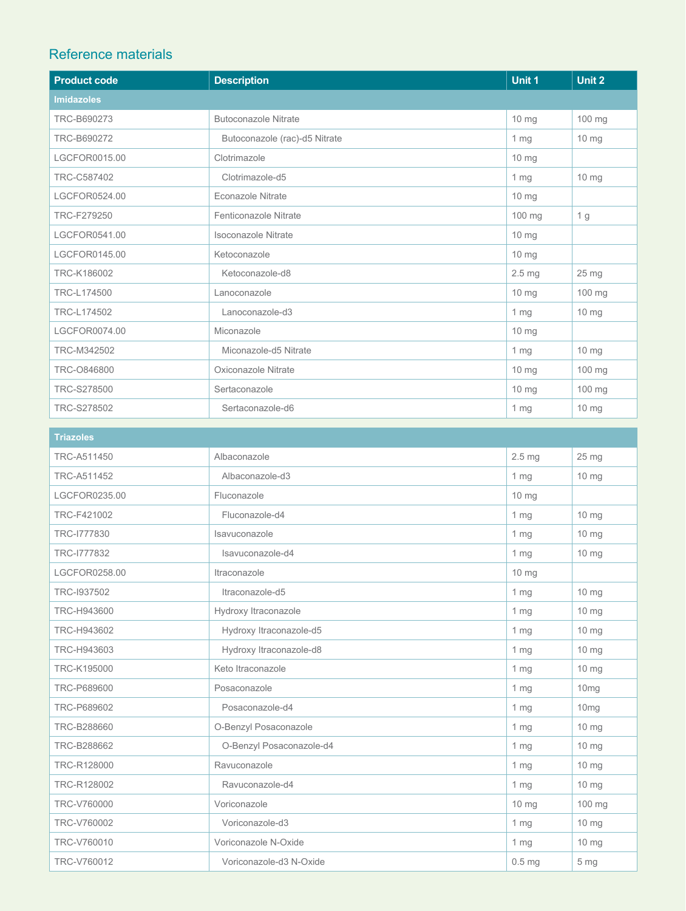## Reference materials

| Product code | Description | Unit 1 | Unit 2 |
|---|---|---|---|
| **Imidazoles** | | | |
| TRC-B690273 | Butoconazole Nitrate | 10 mg | 100 mg |
| TRC-B690272 | Butoconazole (rac)-d5 Nitrate | 1 mg | 10 mg |
| LGCFOR0015.00 | Clotrimazole | 10 mg | |
| TRC-C587402 | Clotrimazole-d5 | 1 mg | 10 mg |
| LGCFOR0524.00 | Econazole Nitrate | 10 mg | |
| TRC-F279250 | Fenticonazole Nitrate | 100 mg | 1 g |
| LGCFOR0541.00 | Isoconazole Nitrate | 10 mg | |
| LGCFOR0145.00 | Ketoconazole | 10 mg | |
| TRC-K186002 | Ketoconazole-d8 | 2.5 mg | 25 mg |
| TRC-L174500 | Lanoconazole | 10 mg | 100 mg |
| TRC-L174502 | Lanoconazole-d3 | 1 mg | 10 mg |
| LGCFOR0074.00 | Miconazole | 10 mg | |
| TRC-M342502 | Miconazole-d5 Nitrate | 1 mg | 10 mg |
| TRC-O846800 | Oxiconazole Nitrate | 10 mg | 100 mg |
| TRC-S278500 | Sertaconazole | 10 mg | 100 mg |
| TRC-S278502 | Sertaconazole-d6 | 1 mg | 10 mg |

| Product code | Description | Unit 1 | Unit 2 |
|---|---|---|---|
| **Triazoles** | | | |
| TRC-A511450 | Albaconazole | 2.5 mg | 25 mg |
| TRC-A511452 | Albaconazole-d3 | 1 mg | 10 mg |
| LGCFOR0235.00 | Fluconazole | 10 mg | |
| TRC-F421002 | Fluconazole-d4 | 1 mg | 10 mg |
| TRC-I777830 | Isavuconazole | 1 mg | 10 mg |
| TRC-I777832 | Isavuconazole-d4 | 1 mg | 10 mg |
| LGCFOR0258.00 | Itraconazole | 10 mg | |
| TRC-I937502 | Itraconazole-d5 | 1 mg | 10 mg |
| TRC-H943600 | Hydroxy Itraconazole | 1 mg | 10 mg |
| TRC-H943602 | Hydroxy Itraconazole-d5 | 1 mg | 10 mg |
| TRC-H943603 | Hydroxy Itraconazole-d8 | 1 mg | 10 mg |
| TRC-K195000 | Keto Itraconazole | 1 mg | 10 mg |
| TRC-P689600 | Posaconazole | 1 mg | 10mg |
| TRC-P689602 | Posaconazole-d4 | 1 mg | 10mg |
| TRC-B288660 | O-Benzyl Posaconazole | 1 mg | 10 mg |
| TRC-B288662 | O-Benzyl Posaconazole-d4 | 1 mg | 10 mg |
| TRC-R128000 | Ravuconazole | 1 mg | 10 mg |
| TRC-R128002 | Ravuconazole-d4 | 1 mg | 10 mg |
| TRC-V760000 | Voriconazole | 10 mg | 100 mg |
| TRC-V760002 | Voriconazole-d3 | 1 mg | 10 mg |
| TRC-V760010 | Voriconazole N-Oxide | 1 mg | 10 mg |
| TRC-V760012 | Voriconazole-d3 N-Oxide | 0.5 mg | 5 mg |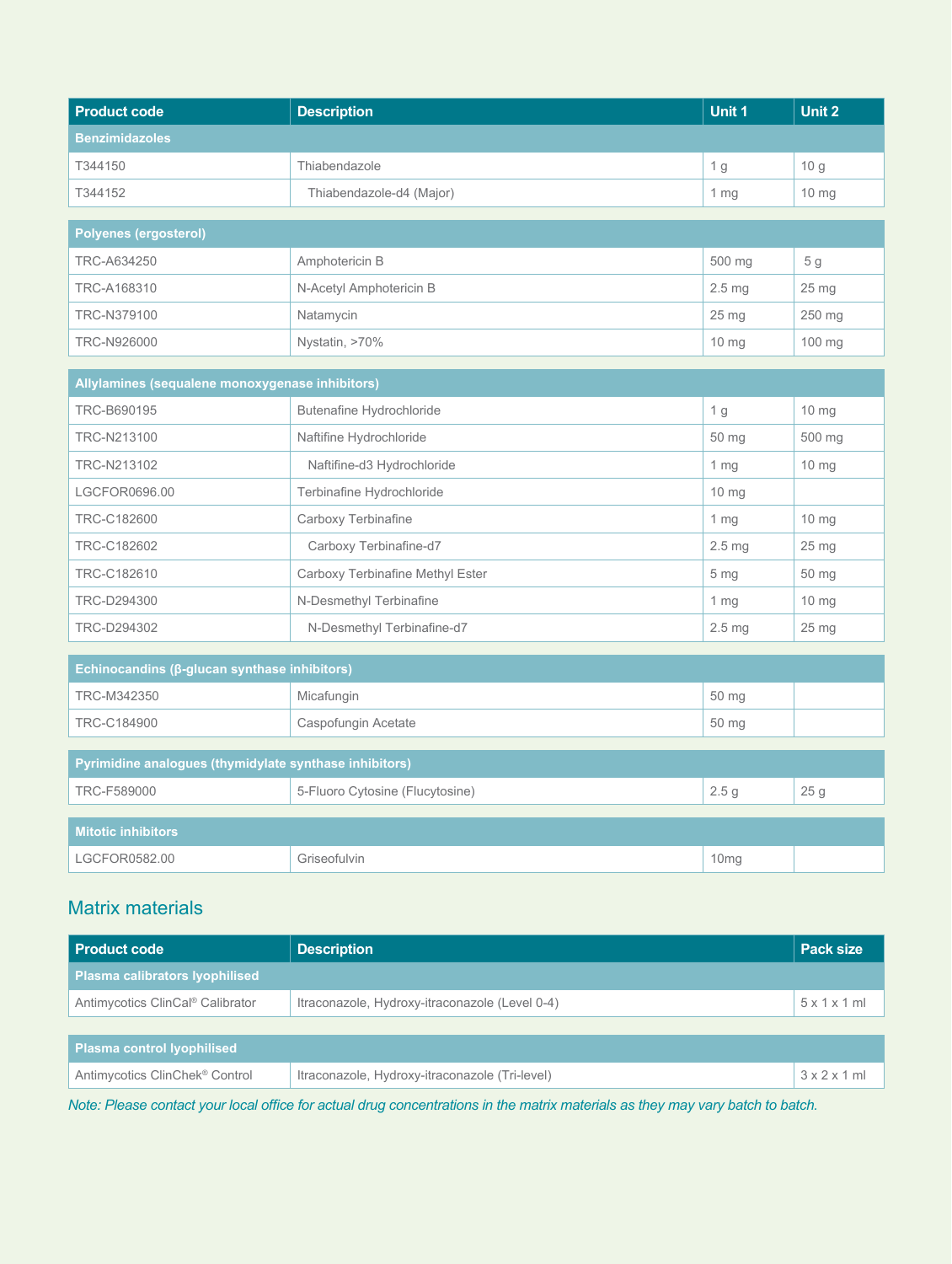| Product code | Description | Unit 1 | Unit 2 |
|---|---|---|---|
| **Benzimidazoles** | | | |
| T344150 | Thiabendazole | 1 g | 10 g |
| T344152 | Thiabendazole-d4 (Major) | 1 mg | 10 mg |
| **Polyenes (ergosterol)** | | | |
| TRC-A634250 | Amphotericin B | 500 mg | 5 g |
| TRC-A168310 | N-Acetyl Amphotericin B | 2.5 mg | 25 mg |
| TRC-N379100 | Natamycin | 25 mg | 250 mg |
| TRC-N926000 | Nystatin, >70% | 10 mg | 100 mg |
| **Allylamines (sequalene monoxygenase inhibitors)** | | | |
| TRC-B690195 | Butenafine Hydrochloride | 1 g | 10 mg |
| TRC-N213100 | Naftifine Hydrochloride | 50 mg | 500 mg |
| TRC-N213102 | Naftifine-d3 Hydrochloride | 1 mg | 10 mg |
| LGCFOR0696.00 | Terbinafine Hydrochloride | 10 mg | |
| TRC-C182600 | Carboxy Terbinafine | 1 mg | 10 mg |
| TRC-C182602 | Carboxy Terbinafine-d7 | 2.5 mg | 25 mg |
| TRC-C182610 | Carboxy Terbinafine Methyl Ester | 5 mg | 50 mg |
| TRC-D294300 | N-Desmethyl Terbinafine | 1 mg | 10 mg |
| TRC-D294302 | N-Desmethyl Terbinafine-d7 | 2.5 mg | 25 mg |
| **Echinocandins (β-glucan synthase inhibitors)** | | | |
| TRC-M342350 | Micafungin | 50 mg | |
| TRC-C184900 | Caspofungin Acetate | 50 mg | |
| **Pyrimidine analogues (thymidylate synthase inhibitors)** | | | |
| TRC-F589000 | 5-Fluoro Cytosine (Flucytosine) | 2.5 g | 25 g |
| **Mitotic inhibitors** | | | |
| LGCFOR0582.00 | Griseofulvin | 10mg | |

## Matrix materials

| Product code | Description | Pack size |
|---|---|---|
| **Plasma calibrators lyophilised** | | |
| Antimycotics ClinCal® Calibrator | Itraconazole, Hydroxy-itraconazole (Level 0-4) | 5 x 1 x 1 ml |
| **Plasma control lyophilised** | | |
| Antimycotics ClinChek® Control | Itraconazole, Hydroxy-itraconazole (Tri-level) | 3 x 2 x 1 ml |

*Note: Please contact your local office for actual drug concentrations in the matrix materials as they may vary batch to batch.*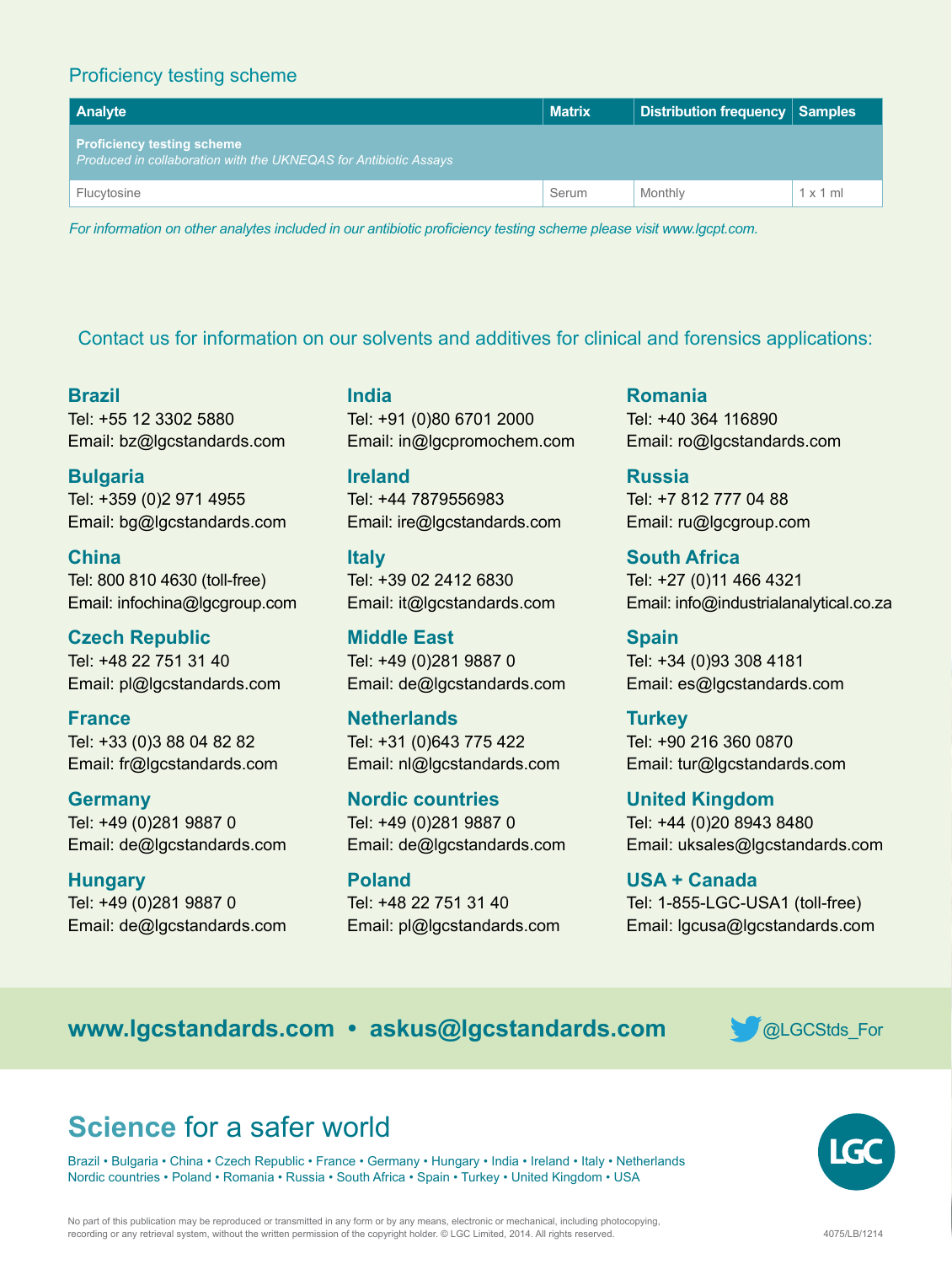## Proficiency testing scheme

| Analyte | Matrix | Distribution frequency | Samples |
|---|---|---|---|
| **Proficiency testing scheme** *Produced in collaboration with the UKNEQAS for Antibiotic Assays* | | | |
| Flucytosine | Serum | Monthly | 1 x 1 ml |

*For information on other analytes included in our antibiotic proficiency testing scheme please visit www.lgcpt.com.*

## Contact us for information on our solvents and additives for clinical and forensics applications:

**Brazil**
Tel: +55 12 3302 5880
Email: bz@lgcstandards.com

**Bulgaria**
Tel: +359 (0)2 971 4955
Email: bg@lgcstandards.com

**China**
Tel: 800 810 4630 (toll-free)
Email: infochina@lgcgroup.com

**Czech Republic**
Tel: +48 22 751 31 40
Email: pl@lgcstandards.com

**France**
Tel: +33 (0)3 88 04 82 82
Email: fr@lgcstandards.com

**Germany**
Tel: +49 (0)281 9887 0
Email: de@lgcstandards.com

**Hungary**
Tel: +49 (0)281 9887 0
Email: de@lgcstandards.com

**India**
Tel: +91 (0)80 6701 2000
Email: in@lgcpromochem.com

**Ireland**
Tel: +44 7879556983
Email: ire@lgcstandards.com

**Italy**
Tel: +39 02 2412 6830
Email: it@lgcstandards.com

**Middle East**
Tel: +49 (0)281 9887 0
Email: de@lgcstandards.com

**Netherlands**
Tel: +31 (0)643 775 422
Email: nl@lgcstandards.com

**Nordic countries**
Tel: +49 (0)281 9887 0
Email: de@lgcstandards.com

**Poland**
Tel: +48 22 751 31 40
Email: pl@lgcstandards.com

**Romania**
Tel: +40 364 116890
Email: ro@lgcstandards.com

**Russia**
Tel: +7 812 777 04 88
Email: ru@lgcgroup.com

**South Africa**
Tel: +27 (0)11 466 4321
Email: info@industrialanalytical.co.za

**Spain**
Tel: +34 (0)93 308 4181
Email: es@lgcstandards.com

**Turkey**
Tel: +90 216 360 0870
Email: tur@lgcstandards.com

**United Kingdom**
Tel: +44 (0)20 8943 8480
Email: uksales@lgcstandards.com

**USA + Canada**
Tel: 1-855-LGC-USA1 (toll-free)
Email: lgcusa@lgcstandards.com

**www.lgcstandards.com • askus@lgcstandards.com** @LGCStds_For

**Science** for a safer world

Brazil • Bulgaria • China • Czech Republic • France • Germany • Hungary • India • Ireland • Italy • Netherlands
Nordic countries • Poland • Romania • Russia • South Africa • Spain • Turkey • United Kingdom • USA

LGC

No part of this publication may be reproduced or transmitted in any form or by any means, electronic or mechanical, including photocopying, recording or any retrieval system, without the written permission of the copyright holder. © LGC Limited, 2014. All rights reserved.

4075/LB/1214